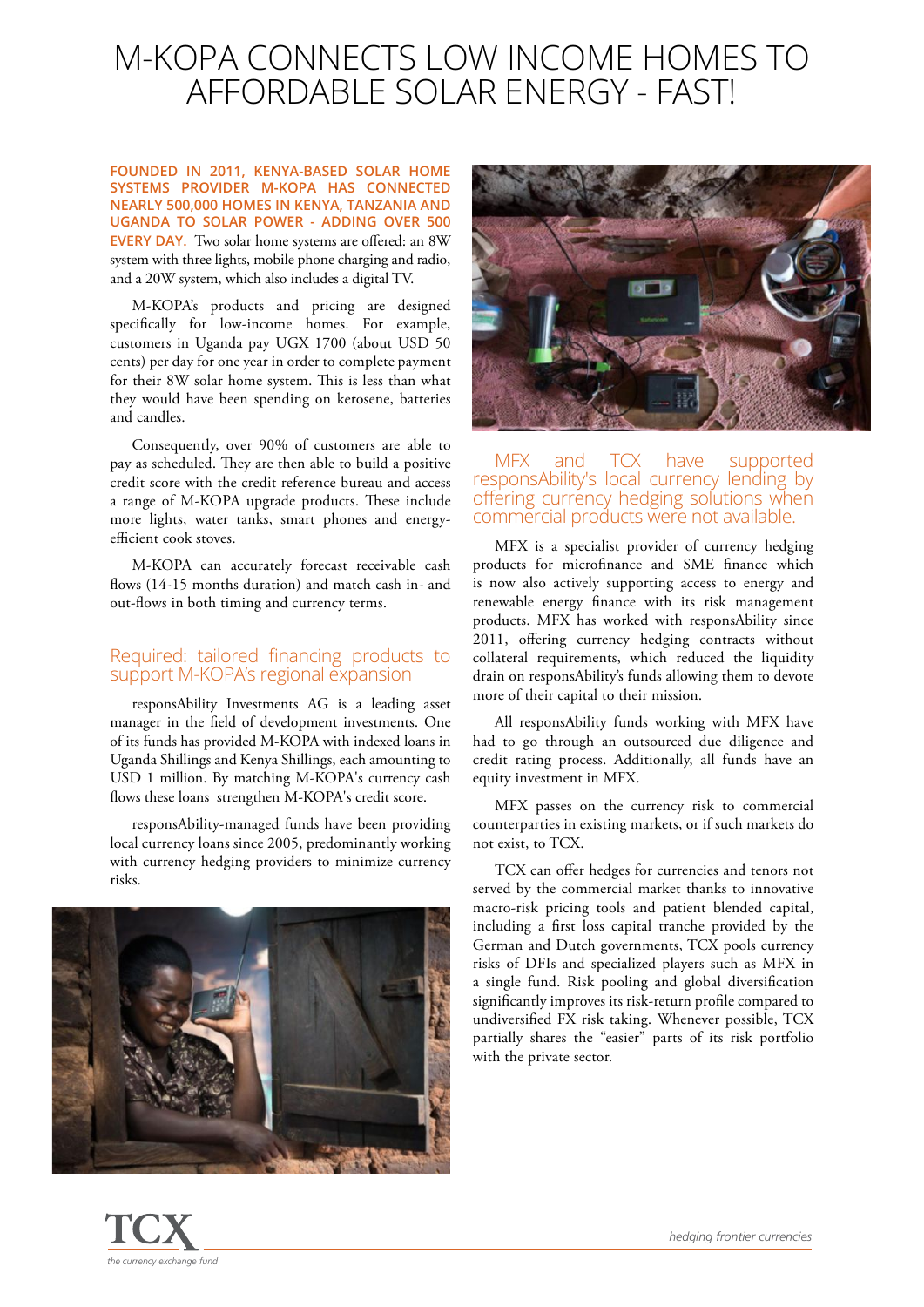# M-KOPA CONNECTS LOW INCOME HOMES TO AFFORDABLE SOLAR ENERGY - FAST!

**FOUNDED IN 2011, KENYA-BASED SOLAR HOME SYSTEMS PROVIDER M-KOPA HAS CONNECTED NEARLY 500,000 HOMES IN KENYA, TANZANIA AND UGANDA TO SOLAR POWER - ADDING OVER 500 EVERY DAY.** Two solar home systems are offered: an 8W system with three lights, mobile phone charging and radio, and a 20W system, which also includes a digital TV.

M-KOPA's products and pricing are designed specifically for low-income homes. For example, customers in Uganda pay UGX 1700 (about USD 50 cents) per day for one year in order to complete payment for their 8W solar home system. This is less than what they would have been spending on kerosene, batteries and candles.

Consequently, over 90% of customers are able to pay as scheduled. They are then able to build a positive credit score with the credit reference bureau and access a range of M-KOPA upgrade products. These include more lights, water tanks, smart phones and energy-efficient cook stoves.

M-KOPA can accurately forecast receivable cash flows (14-15 months duration) and match cash in- and out-flows in both timing and currency terms.

## Required: tailored financing products to support M-KOPA's regional expansion

responsAbility Investments AG is a leading asset manager in the field of development investments. One of its funds has provided M-KOPA with indexed loans in Uganda Shillings and Kenya Shillings, each amounting to USD 1 million. By matching M-KOPA's currency cash flows these loans strengthen M-KOPA's credit score.

responsAbility-managed funds have been providing local currency loans since 2005, predominantly working with currency hedging providers to minimize currency risks.

## MFX and TCX have supported responsAbility's local currency lending by offering currency hedging solutions when commercial products were not available.

MFX is a specialist provider of currency hedging products for microfinance and SME finance which is now also actively supporting access to energy and renewable energy finance with its risk management products. MFX has worked with responsAbility since 2011, offering currency hedging contracts without collateral requirements, which reduced the liquidity drain on responsAbility's funds allowing them to devote more of their capital to their mission.

All responsAbility funds working with MFX have had to go through an outsourced due diligence and credit rating process. Additionally, all funds have an equity investment in MFX.

MFX passes on the currency risk to commercial counterparties in existing markets, or if such markets do not exist, to TCX.

TCX can offer hedges for currencies and tenors not served by the commercial market thanks to innovative macro-risk pricing tools and patient blended capital, including a first loss capital tranche provided by the German and Dutch governments, TCX pools currency risks of DFIs and specialized players such as MFX in a single fund. Risk pooling and global diversification significantly improves its risk-return profile compared to undiversified FX risk taking. Whenever possible, TCX partially shares the "easier" parts of its risk portfolio with the private sector.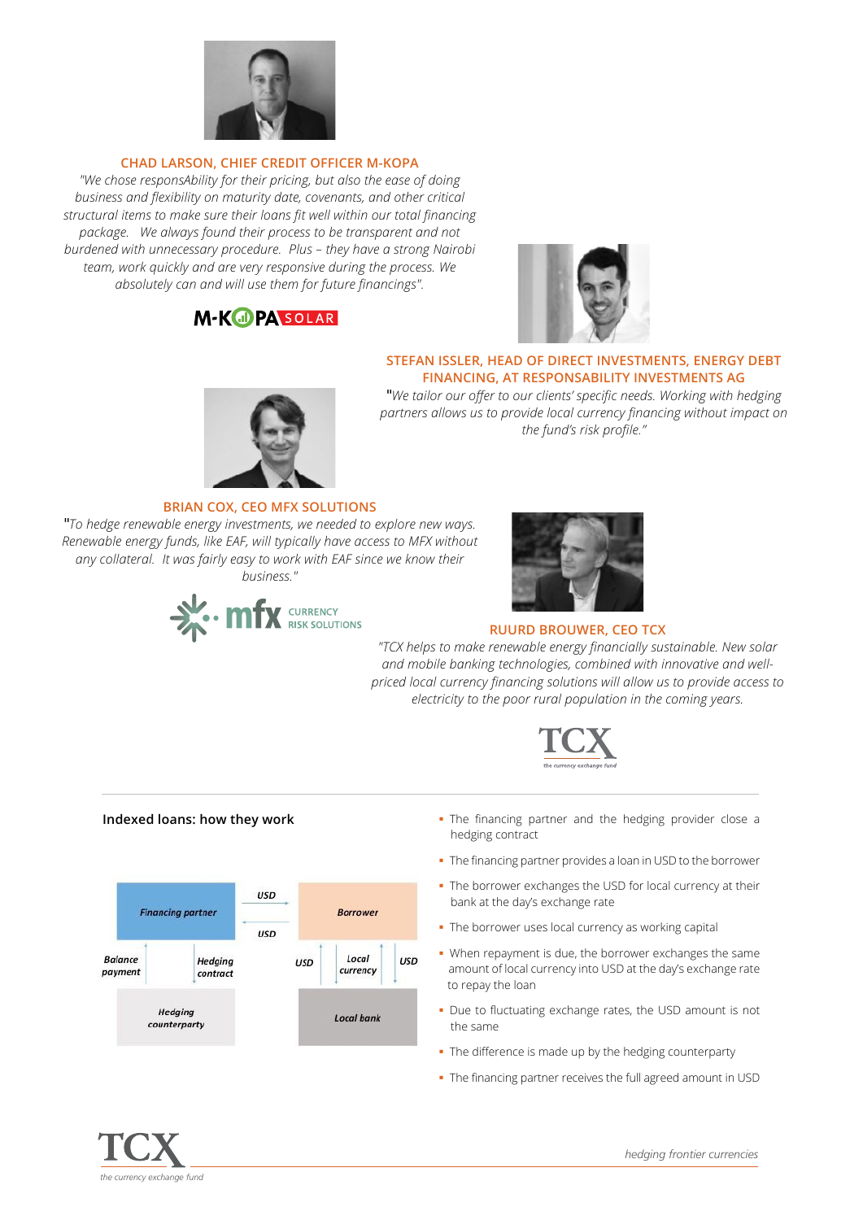### CHAD LARSON, CHIEF CREDIT OFFICER M-KOPA

*"We chose responsAbility for their pricing, but also the ease of doing business and flexibility on maturity date, covenants, and other critical structural items to make sure their loans fit well within our total financing package. We always found their process to be transparent and not burdened with unnecessary procedure. Plus – they have a strong Nairobi team, work quickly and are very responsive during the process. We absolutely can and will use them for future financings".*

### STEFAN ISSLER, HEAD OF DIRECT INVESTMENTS, ENERGY DEBT FINANCING, AT RESPONSABILITY INVESTMENTS AG

*"We tailor our offer to our clients' specific needs. Working with hedging partners allows us to provide local currency financing without impact on the fund's risk profile."*

### BRIAN COX, CEO MFX SOLUTIONS

*"To hedge renewable energy investments, we needed to explore new ways. Renewable energy funds, like EAF, will typically have access to MFX without any collateral. It was fairly easy to work with EAF since we know their business."*

### RUURD BROUWER, CEO TCX

*"TCX helps to make renewable energy financially sustainable. New solar and mobile banking technologies, combined with innovative and well-priced local currency financing solutions will allow us to provide access to electricity to the poor rural population in the coming years.*

## Indexed loans: how they work

Financing partner
USD
USD
Borrower
Balance payment
Hedging contract
USD
Local currency
USD
Hedging counterparty
Local bank

- The financing partner and the hedging provider close a hedging contract
- The financing partner provides a loan in USD to the borrower
- The borrower exchanges the USD for local currency at their bank at the day's exchange rate
- The borrower uses local currency as working capital
- When repayment is due, the borrower exchanges the same amount of local currency into USD at the day's exchange rate to repay the loan
- Due to fluctuating exchange rates, the USD amount is not the same
- The difference is made up by the hedging counterparty
- The financing partner receives the full agreed amount in USD